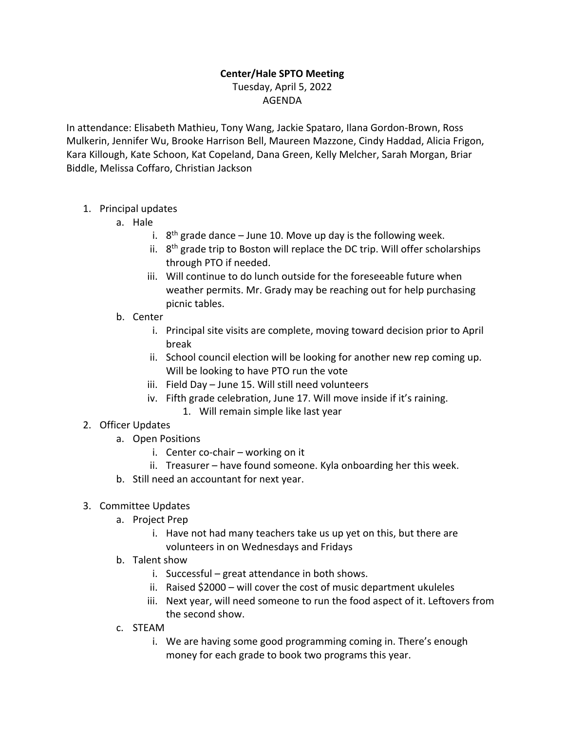**Center/Hale SPTO Meeting**

Tuesday, April 5, 2022

AGENDA

In attendance: Elisabeth Mathieu, Tony Wang, Jackie Spataro, Ilana Gordon-Brown, Ross Mulkerin, Jennifer Wu, Brooke Harrison Bell, Maureen Mazzone, Cindy Haddad, Alicia Frigon, Kara Killough, Kate Schoon, Kat Copeland, Dana Green, Kelly Melcher, Sarah Morgan, Briar Biddle, Melissa Coffaro, Christian Jackson

1. Principal updates
   a. Hale
      i. 8th grade dance – June 10. Move up day is the following week.
      ii. 8th grade trip to Boston will replace the DC trip. Will offer scholarships through PTO if needed.
      iii. Will continue to do lunch outside for the foreseeable future when weather permits. Mr. Grady may be reaching out for help purchasing picnic tables.
   b. Center
      i. Principal site visits are complete, moving toward decision prior to April break
      ii. School council election will be looking for another new rep coming up. Will be looking to have PTO run the vote
      iii. Field Day – June 15. Will still need volunteers
      iv. Fifth grade celebration, June 17. Will move inside if it's raining.
         1. Will remain simple like last year
2. Officer Updates
   a. Open Positions
      i. Center co-chair – working on it
      ii. Treasurer – have found someone. Kyla onboarding her this week.
   b. Still need an accountant for next year.
3. Committee Updates
   a. Project Prep
      i. Have not had many teachers take us up yet on this, but there are volunteers in on Wednesdays and Fridays
   b. Talent show
      i. Successful – great attendance in both shows.
      ii. Raised $2000 – will cover the cost of music department ukuleles
      iii. Next year, will need someone to run the food aspect of it. Leftovers from the second show.
   c. STEAM
      i. We are having some good programming coming in. There's enough money for each grade to book two programs this year.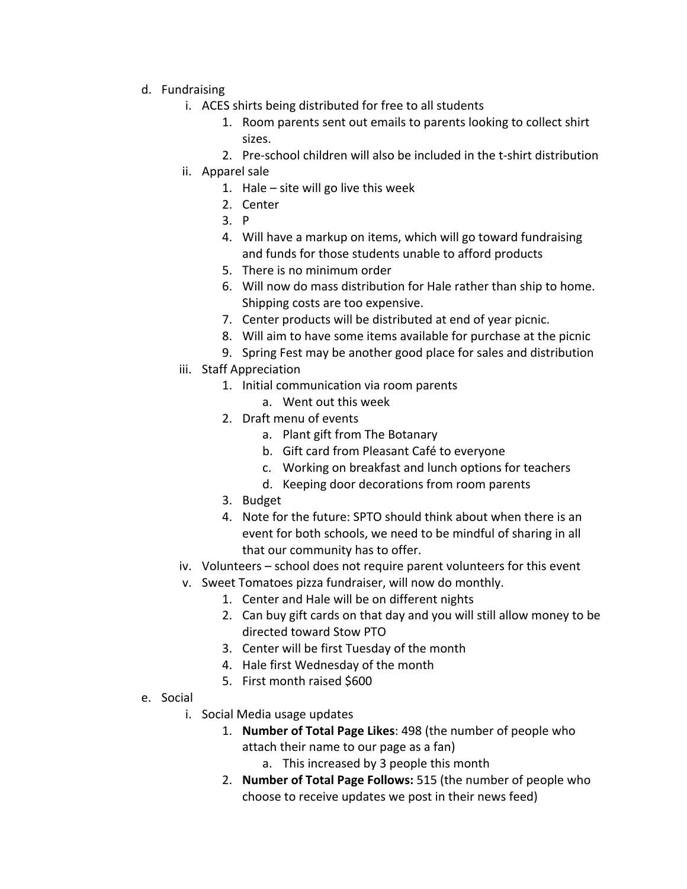d. Fundraising
    i. ACES shirts being distributed for free to all students
        1. Room parents sent out emails to parents looking to collect shirt sizes.
        2. Pre-school children will also be included in the t-shirt distribution
    ii. Apparel sale
        1. Hale – site will go live this week
        2. Center
        3. P
        4. Will have a markup on items, which will go toward fundraising and funds for those students unable to afford products
        5. There is no minimum order
        6. Will now do mass distribution for Hale rather than ship to home. Shipping costs are too expensive.
        7. Center products will be distributed at end of year picnic.
        8. Will aim to have some items available for purchase at the picnic
        9. Spring Fest may be another good place for sales and distribution
    iii. Staff Appreciation
        1. Initial communication via room parents
            a. Went out this week
        2. Draft menu of events
            a. Plant gift from The Botanary
            b. Gift card from Pleasant Café to everyone
            c. Working on breakfast and lunch options for teachers
            d. Keeping door decorations from room parents
        3. Budget
        4. Note for the future: SPTO should think about when there is an event for both schools, we need to be mindful of sharing in all that our community has to offer.
    iv. Volunteers – school does not require parent volunteers for this event
    v. Sweet Tomatoes pizza fundraiser, will now do monthly.
        1. Center and Hale will be on different nights
        2. Can buy gift cards on that day and you will still allow money to be directed toward Stow PTO
        3. Center will be first Tuesday of the month
        4. Hale first Wednesday of the month
        5. First month raised $600

e. Social
    i. Social Media usage updates
        1. **Number of Total Page Likes**: 498 (the number of people who attach their name to our page as a fan)
            a. This increased by 3 people this month
        2. **Number of Total Page Follows:** 515 (the number of people who choose to receive updates we post in their news feed)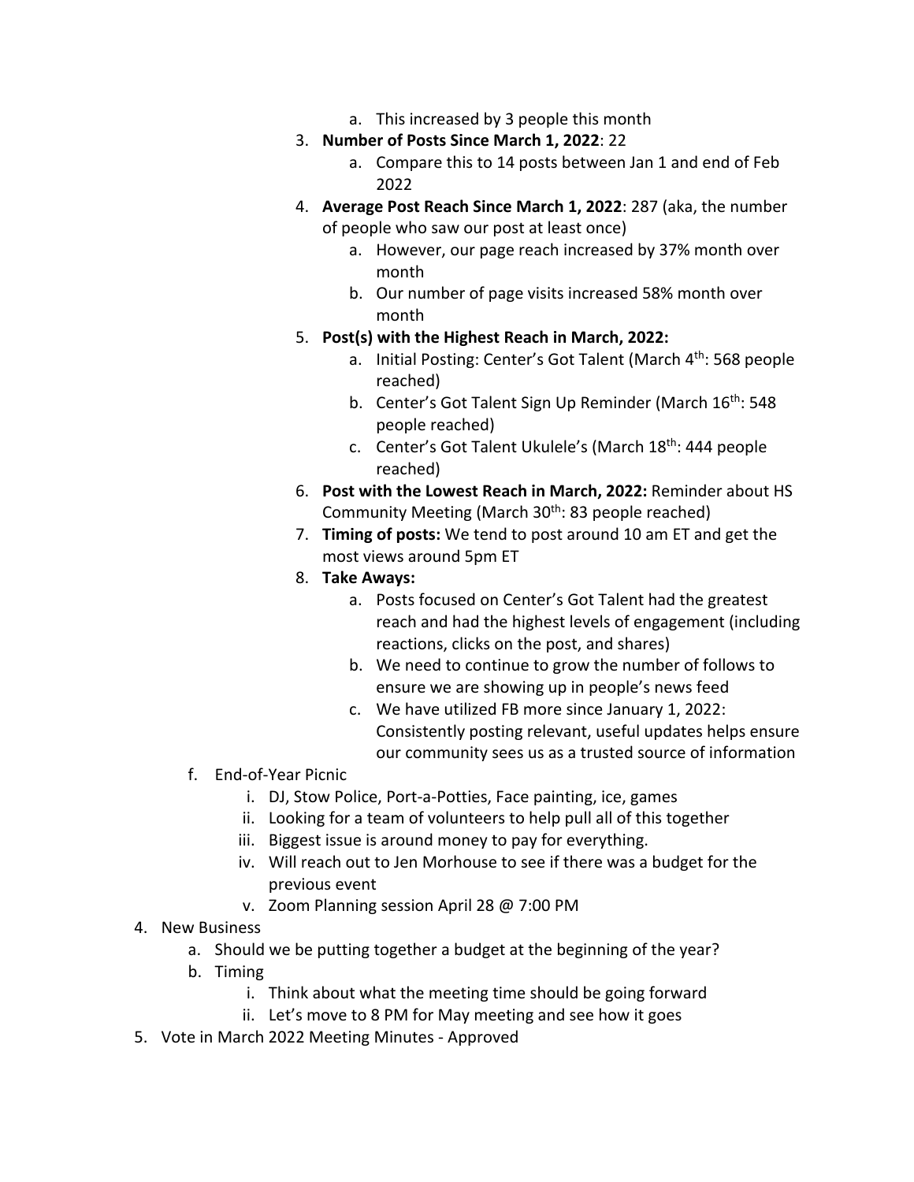a. This increased by 3 people this month

    3. **Number of Posts Since March 1, 2022**: 22
        a. Compare this to 14 posts between Jan 1 and end of Feb 2022
    4. **Average Post Reach Since March 1, 2022**: 287 (aka, the number of people who saw our post at least once)
        a. However, our page reach increased by 37% month over month
        b. Our number of page visits increased 58% month over month
    5. **Post(s) with the Highest Reach in March, 2022:**
        a. Initial Posting: Center's Got Talent (March 4th: 568 people reached)
        b. Center's Got Talent Sign Up Reminder (March 16th: 548 people reached)
        c. Center's Got Talent Ukulele's (March 18th: 444 people reached)
    6. **Post with the Lowest Reach in March, 2022:** Reminder about HS Community Meeting (March 30th: 83 people reached)
    7. **Timing of posts:** We tend to post around 10 am ET and get the most views around 5pm ET
    8. **Take Aways:**
        a. Posts focused on Center's Got Talent had the greatest reach and had the highest levels of engagement (including reactions, clicks on the post, and shares)
        b. We need to continue to grow the number of follows to ensure we are showing up in people's news feed
        c. We have utilized FB more since January 1, 2022: Consistently posting relevant, useful updates helps ensure our community sees us as a trusted source of information

  f. End-of-Year Picnic
     i. DJ, Stow Police, Port-a-Potties, Face painting, ice, games
     ii. Looking for a team of volunteers to help pull all of this together
     iii. Biggest issue is around money to pay for everything.
     iv. Will reach out to Jen Morhouse to see if there was a budget for the previous event
     v. Zoom Planning session April 28 @ 7:00 PM

4. New Business
   a. Should we be putting together a budget at the beginning of the year?
   b. Timing
      i. Think about what the meeting time should be going forward
      ii. Let's move to 8 PM for May meeting and see how it goes
5. Vote in March 2022 Meeting Minutes - Approved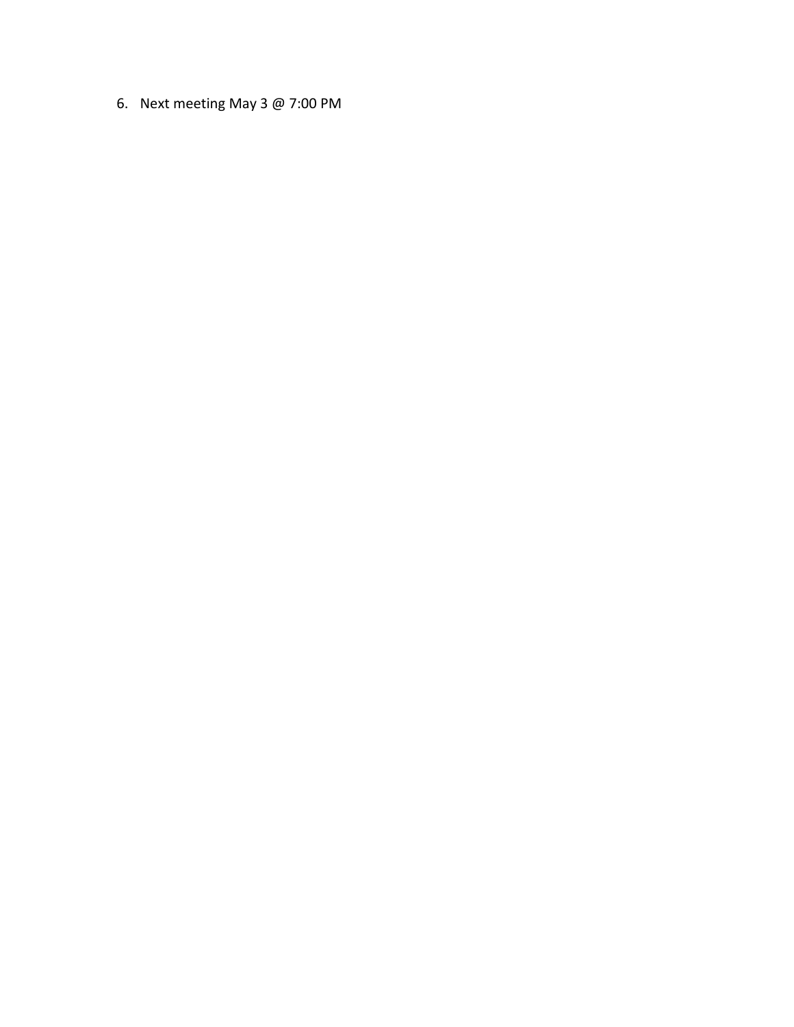6. Next meeting May 3 @ 7:00 PM